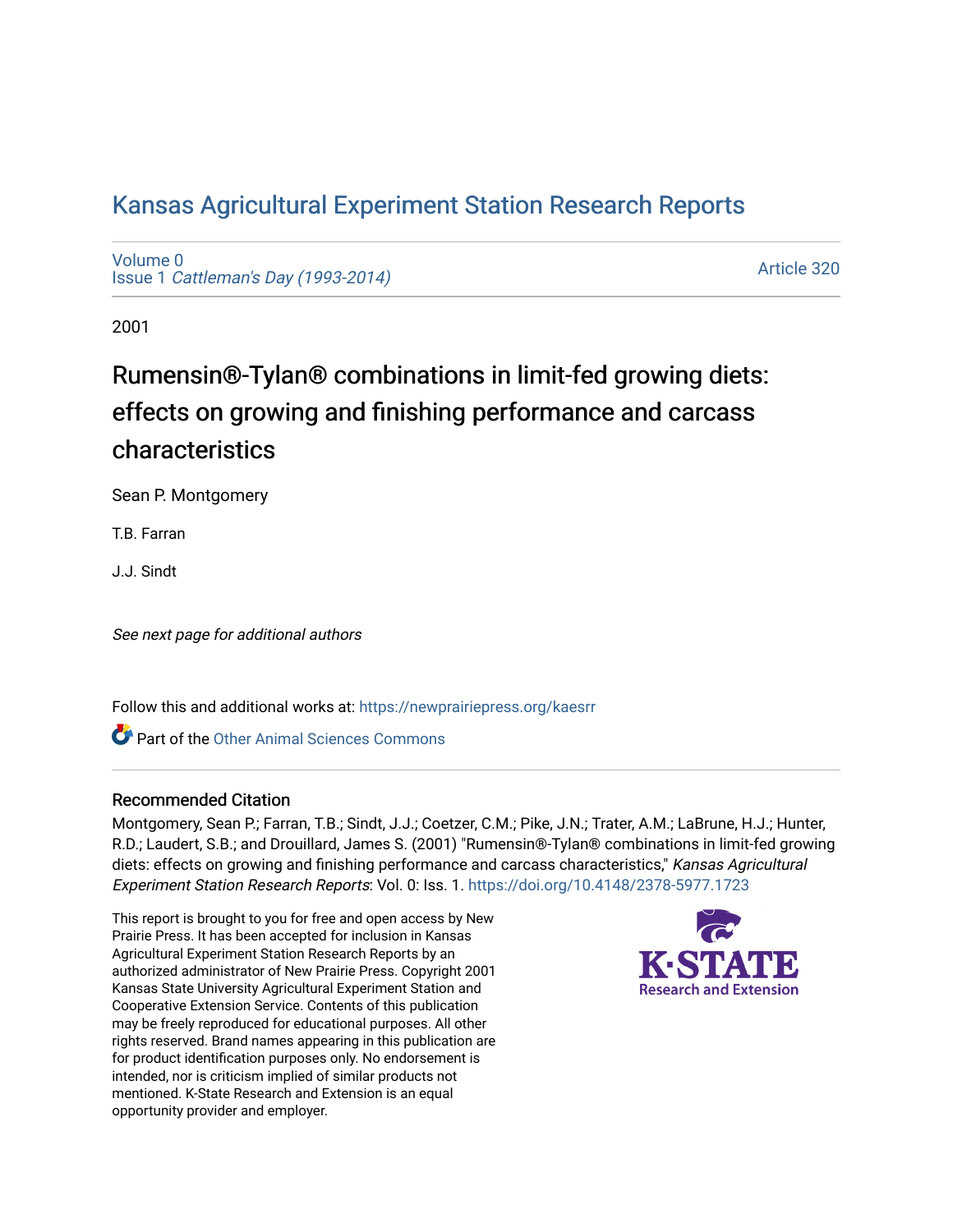# Kansas Agricultural Experiment Station Research Reports

Volume 0
Issue 1 *Cattleman's Day (1993-2014)*

Article 320

2001

## Rumensin®-Tylan® combinations in limit-fed growing diets: effects on growing and finishing performance and carcass characteristics

Sean P. Montgomery

T.B. Farran

J.J. Sindt

*See next page for additional authors*

Follow this and additional works at: https://newprairiepress.org/kaesrr

Part of the Other Animal Sciences Commons

### Recommended Citation

Montgomery, Sean P.; Farran, T.B.; Sindt, J.J.; Coetzer, C.M.; Pike, J.N.; Trater, A.M.; LaBrune, H.J.; Hunter, R.D.; Laudert, S.B.; and Drouillard, James S. (2001) "Rumensin®-Tylan® combinations in limit-fed growing diets: effects on growing and finishing performance and carcass characteristics," *Kansas Agricultural Experiment Station Research Reports*: Vol. 0: Iss. 1. https://doi.org/10.4148/2378-5977.1723

This report is brought to you for free and open access by New Prairie Press. It has been accepted for inclusion in Kansas Agricultural Experiment Station Research Reports by an authorized administrator of New Prairie Press. Copyright 2001 Kansas State University Agricultural Experiment Station and Cooperative Extension Service. Contents of this publication may be freely reproduced for educational purposes. All other rights reserved. Brand names appearing in this publication are for product identification purposes only. No endorsement is intended, nor is criticism implied of similar products not mentioned. K-State Research and Extension is an equal opportunity provider and employer.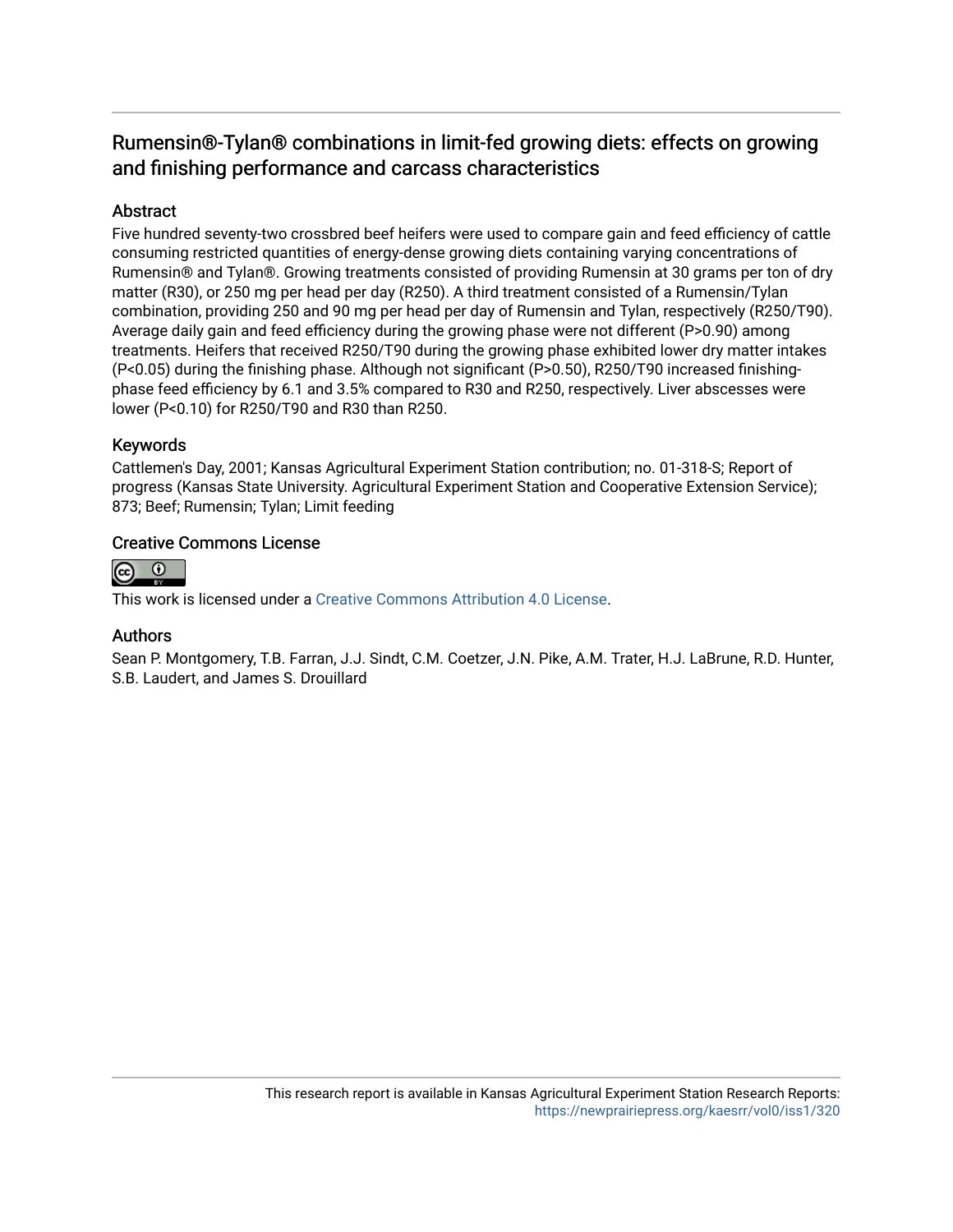# Rumensin®-Tylan® combinations in limit-fed growing diets: effects on growing and finishing performance and carcass characteristics

## Abstract

Five hundred seventy-two crossbred beef heifers were used to compare gain and feed efficiency of cattle consuming restricted quantities of energy-dense growing diets containing varying concentrations of Rumensin® and Tylan®. Growing treatments consisted of providing Rumensin at 30 grams per ton of dry matter (R30), or 250 mg per head per day (R250). A third treatment consisted of a Rumensin/Tylan combination, providing 250 and 90 mg per head per day of Rumensin and Tylan, respectively (R250/T90). Average daily gain and feed efficiency during the growing phase were not different (P>0.90) among treatments. Heifers that received R250/T90 during the growing phase exhibited lower dry matter intakes (P<0.05) during the finishing phase. Although not significant (P>0.50), R250/T90 increased finishing-phase feed efficiency by 6.1 and 3.5% compared to R30 and R250, respectively. Liver abscesses were lower (P<0.10) for R250/T90 and R30 than R250.

## Keywords

Cattlemen's Day, 2001; Kansas Agricultural Experiment Station contribution; no. 01-318-S; Report of progress (Kansas State University. Agricultural Experiment Station and Cooperative Extension Service); 873; Beef; Rumensin; Tylan; Limit feeding

## Creative Commons License

This work is licensed under a Creative Commons Attribution 4.0 License.

## Authors

Sean P. Montgomery, T.B. Farran, J.J. Sindt, C.M. Coetzer, J.N. Pike, A.M. Trater, H.J. LaBrune, R.D. Hunter, S.B. Laudert, and James S. Drouillard

This research report is available in Kansas Agricultural Experiment Station Research Reports: https://newprairiepress.org/kaesrr/vol0/iss1/320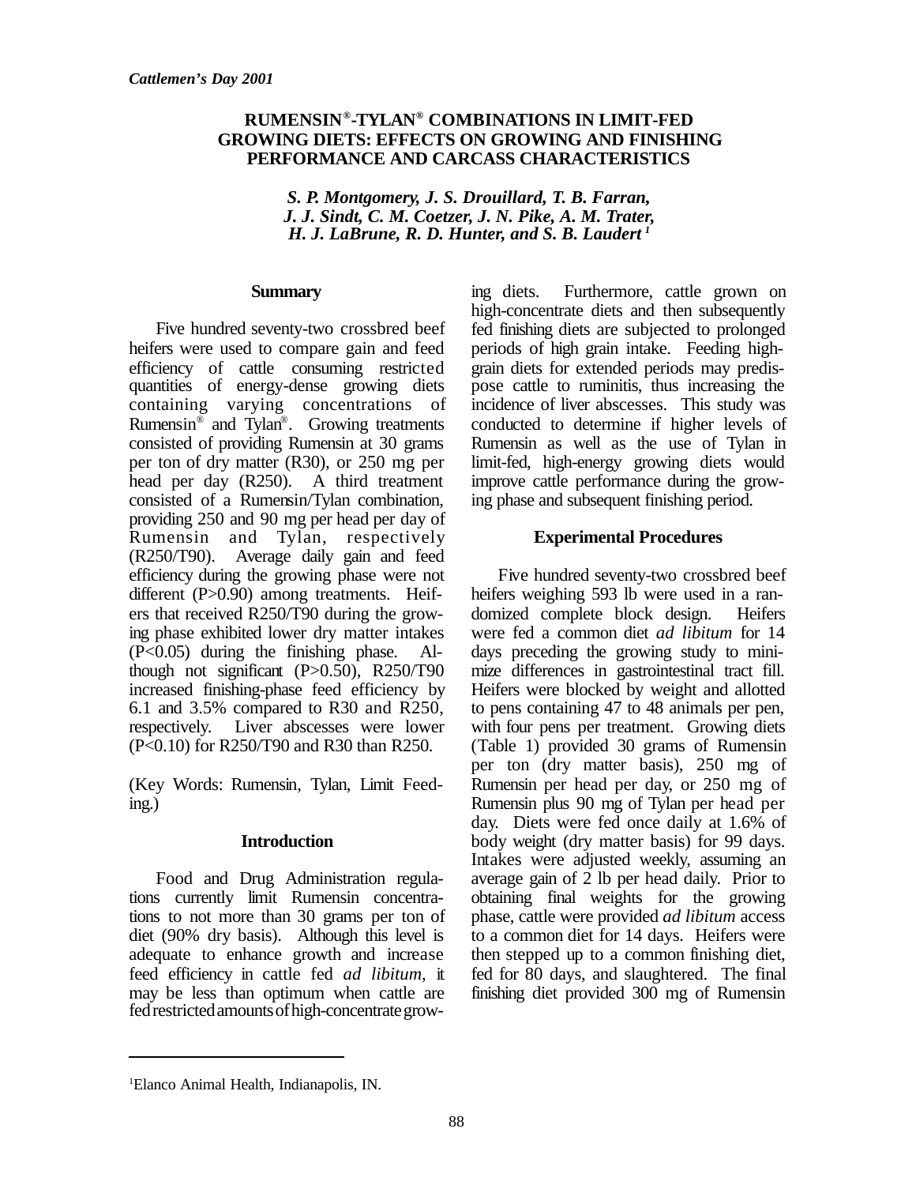*Cattlemen's Day 2001*

# RUMENSIN®-TYLAN® COMBINATIONS IN LIMIT-FED GROWING DIETS: EFFECTS ON GROWING AND FINISHING PERFORMANCE AND CARCASS CHARACTERISTICS

*S. P. Montgomery, J. S. Drouillard, T. B. Farran, J. J. Sindt, C. M. Coetzer, J. N. Pike, A. M. Trater, H. J. LaBrune, R. D. Hunter, and S. B. Laudert* [1]

## Summary

Five hundred seventy-two crossbred beef heifers were used to compare gain and feed efficiency of cattle consuming restricted quantities of energy-dense growing diets containing varying concentrations of Rumensin® and Tylan®. Growing treatments consisted of providing Rumensin at 30 grams per ton of dry matter (R30), or 250 mg per head per day (R250). A third treatment consisted of a Rumensin/Tylan combination, providing 250 and 90 mg per head per day of Rumensin and Tylan, respectively (R250/T90). Average daily gain and feed efficiency during the growing phase were not different ($P>0.90$) among treatments. Heifers that received R250/T90 during the growing phase exhibited lower dry matter intakes ($P<0.05$) during the finishing phase. Although not significant ($P>0.50$), R250/T90 increased finishing-phase feed efficiency by 6.1 and 3.5% compared to R30 and R250, respectively. Liver abscesses were lower ($P<0.10$) for R250/T90 and R30 than R250.

(Key Words: Rumensin, Tylan, Limit Feeding.)

## Introduction

Food and Drug Administration regulations currently limit Rumensin concentrations to not more than 30 grams per ton of diet (90% dry basis). Although this level is adequate to enhance growth and increase feed efficiency in cattle fed *ad libitum*, it may be less than optimum when cattle are fed restricted amounts of high-concentrate growing diets. Furthermore, cattle grown on high-concentrate diets and then subsequently fed finishing diets are subjected to prolonged periods of high grain intake. Feeding high-grain diets for extended periods may predispose cattle to ruminitis, thus increasing the incidence of liver abscesses. This study was conducted to determine if higher levels of Rumensin as well as the use of Tylan in limit-fed, high-energy growing diets would improve cattle performance during the growing phase and subsequent finishing period.

## Experimental Procedures

Five hundred seventy-two crossbred beef heifers weighing 593 lb were used in a randomized complete block design. Heifers were fed a common diet *ad libitum* for 14 days preceding the growing study to minimize differences in gastrointestinal tract fill. Heifers were blocked by weight and allotted to pens containing 47 to 48 animals per pen, with four pens per treatment. Growing diets (Table 1) provided 30 grams of Rumensin per ton (dry matter basis), 250 mg of Rumensin per head per day, or 250 mg of Rumensin plus 90 mg of Tylan per head per day. Diets were fed once daily at 1.6% of body weight (dry matter basis) for 99 days. Intakes were adjusted weekly, assuming an average gain of 2 lb per head daily. Prior to obtaining final weights for the growing phase, cattle were provided *ad libitum* access to a common diet for 14 days. Heifers were then stepped up to a common finishing diet, fed for 80 days, and slaughtered. The final finishing diet provided 300 mg of Rumensin

[1] Elanco Animal Health, Indianapolis, IN.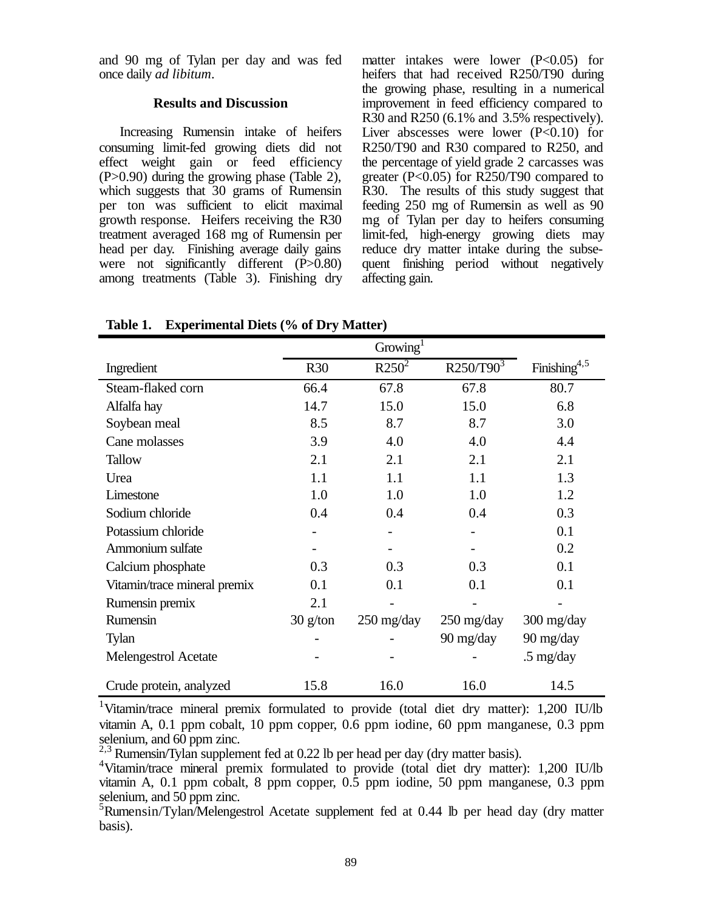and 90 mg of Tylan per day and was fed once daily *ad libitum*.

### Results and Discussion

Increasing Rumensin intake of heifers consuming limit-fed growing diets did not effect weight gain or feed efficiency ($P>0.90$) during the growing phase (Table 2), which suggests that 30 grams of Rumensin per ton was sufficient to elicit maximal growth response. Heifers receiving the R30 treatment averaged 168 mg of Rumensin per head per day. Finishing average daily gains were not significantly different ($P>0.80$) among treatments (Table 3). Finishing dry matter intakes were lower ($P<0.05$) for heifers that had received R250/T90 during the growing phase, resulting in a numerical improvement in feed efficiency compared to R30 and R250 (6.1% and 3.5% respectively). Liver abscesses were lower ($P<0.10$) for R250/T90 and R30 compared to R250, and the percentage of yield grade 2 carcasses was greater ($P<0.05$) for R250/T90 compared to R30. The results of this study suggest that feeding 250 mg of Rumensin as well as 90 mg of Tylan per day to heifers consuming limit-fed, high-energy growing diets may reduce dry matter intake during the subsequent finishing period without negatively affecting gain.

**Table 1. Experimental Diets (% of Dry Matter)**

| | Growing[1] | | | |
|---|---|---|---|---|
| Ingredient | R30 | R250[2] | R250/T90[3] | Finishing[4,5] |
| Steam-flaked corn | 66.4 | 67.8 | 67.8 | 80.7 |
| Alfalfa hay | 14.7 | 15.0 | 15.0 | 6.8 |
| Soybean meal | 8.5 | 8.7 | 8.7 | 3.0 |
| Cane molasses | 3.9 | 4.0 | 4.0 | 4.4 |
| Tallow | 2.1 | 2.1 | 2.1 | 2.1 |
| Urea | 1.1 | 1.1 | 1.1 | 1.3 |
| Limestone | 1.0 | 1.0 | 1.0 | 1.2 |
| Sodium chloride | 0.4 | 0.4 | 0.4 | 0.3 |
| Potassium chloride | - | - | - | 0.1 |
| Ammonium sulfate | - | - | - | 0.2 |
| Calcium phosphate | 0.3 | 0.3 | 0.3 | 0.1 |
| Vitamin/trace mineral premix | 0.1 | 0.1 | 0.1 | 0.1 |
| Rumensin premix | 2.1 | - | - | - |
| Rumensin | 30 g/ton | 250 mg/day | 250 mg/day | 300 mg/day |
| Tylan | - | - | 90 mg/day | 90 mg/day |
| Melengestrol Acetate | - | - | - | .5 mg/day |
| Crude protein, analyzed | 15.8 | 16.0 | 16.0 | 14.5 |

[1]Vitamin/trace mineral premix formulated to provide (total diet dry matter): 1,200 IU/lb vitamin A, 0.1 ppm cobalt, 10 ppm copper, 0.6 ppm iodine, 60 ppm manganese, 0.3 ppm selenium, and 60 ppm zinc.

[2,3] Rumensin/Tylan supplement fed at 0.22 lb per head per day (dry matter basis).

[4]Vitamin/trace mineral premix formulated to provide (total diet dry matter): 1,200 IU/lb vitamin A, 0.1 ppm cobalt, 8 ppm copper, 0.5 ppm iodine, 50 ppm manganese, 0.3 ppm selenium, and 50 ppm zinc.

[5]Rumensin/Tylan/Melengestrol Acetate supplement fed at 0.44 lb per head day (dry matter basis).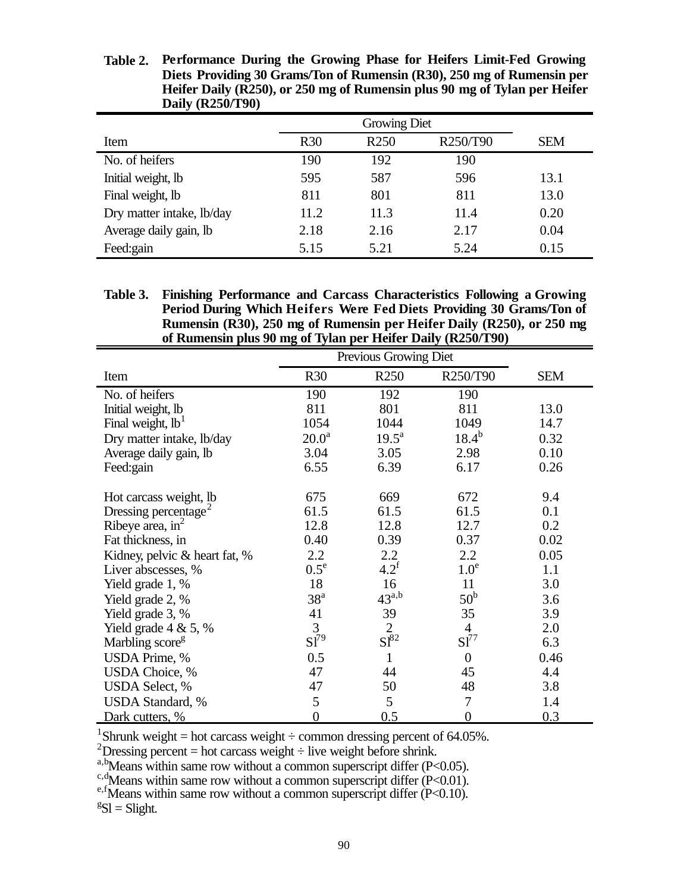**Table 2. Performance During the Growing Phase for Heifers Limit-Fed Growing Diets Providing 30 Grams/Ton of Rumensin (R30), 250 mg of Rumensin per Heifer Daily (R250), or 250 mg of Rumensin plus 90 mg of Tylan per Heifer Daily (R250/T90)**

| | Growing Diet | | | |
|---|---|---|---|---|
| Item | R30 | R250 | R250/T90 | SEM |
| No. of heifers | 190 | 192 | 190 | |
| Initial weight, lb | 595 | 587 | 596 | 13.1 |
| Final weight, lb | 811 | 801 | 811 | 13.0 |
| Dry matter intake, lb/day | 11.2 | 11.3 | 11.4 | 0.20 |
| Average daily gain, lb | 2.18 | 2.16 | 2.17 | 0.04 |
| Feed:gain | 5.15 | 5.21 | 5.24 | 0.15 |

**Table 3. Finishing Performance and Carcass Characteristics Following a Growing Period During Which Heifers Were Fed Diets Providing 30 Grams/Ton of Rumensin (R30), 250 mg of Rumensin per Heifer Daily (R250), or 250 mg of Rumensin plus 90 mg of Tylan per Heifer Daily (R250/T90)**

| | Previous Growing Diet | | | |
|---|---|---|---|---|
| Item | R30 | R250 | R250/T90 | SEM |
| No. of heifers | 190 | 192 | 190 | |
| Initial weight, lb | 811 | 801 | 811 | 13.0 |
| Final weight, lb[1] | 1054 | 1044 | 1049 | 14.7 |
| Dry matter intake, lb/day | 20.0[a] | 19.5[a] | 18.4[b] | 0.32 |
| Average daily gain, lb | 3.04 | 3.05 | 2.98 | 0.10 |
| Feed:gain | 6.55 | 6.39 | 6.17 | 0.26 |
| Hot carcass weight, lb | 675 | 669 | 672 | 9.4 |
| Dressing percentage[2] | 61.5 | 61.5 | 61.5 | 0.1 |
| Ribeye area, in$^2$ | 12.8 | 12.8 | 12.7 | 0.2 |
| Fat thickness, in | 0.40 | 0.39 | 0.37 | 0.02 |
| Kidney, pelvic & heart fat, % | 2.2 | 2.2 | 2.2 | 0.05 |
| Liver abscesses, % | 0.5[e] | 4.2[f] | 1.0[e] | 1.1 |
| Yield grade 1, % | 18 | 16 | 11 | 3.0 |
| Yield grade 2, % | 38[a] | 43[a,b] | 50[b] | 3.6 |
| Yield grade 3, % | 41 | 39 | 35 | 3.9 |
| Yield grade 4 & 5, % | 3 | 2 | 4 | 2.0 |
| Marbling score[g] | Sl[79] | Sl[82] | Sl[77] | 6.3 |
| USDA Prime, % | 0.5 | 1 | 0 | 0.46 |
| USDA Choice, % | 47 | 44 | 45 | 4.4 |
| USDA Select, % | 47 | 50 | 48 | 3.8 |
| USDA Standard, % | 5 | 5 | 7 | 1.4 |
| Dark cutters, % | 0 | 0.5 | 0 | 0.3 |

[1]Shrunk weight = hot carcass weight ÷ common dressing percent of 64.05%.
[2]Dressing percent = hot carcass weight ÷ live weight before shrink.
[a,b]Means within same row without a common superscript differ ($P<0.05$).
[c,d]Means within same row without a common superscript differ ($P<0.01$).
[e,f]Means within same row without a common superscript differ ($P<0.10$).
[g]Sl = Slight.